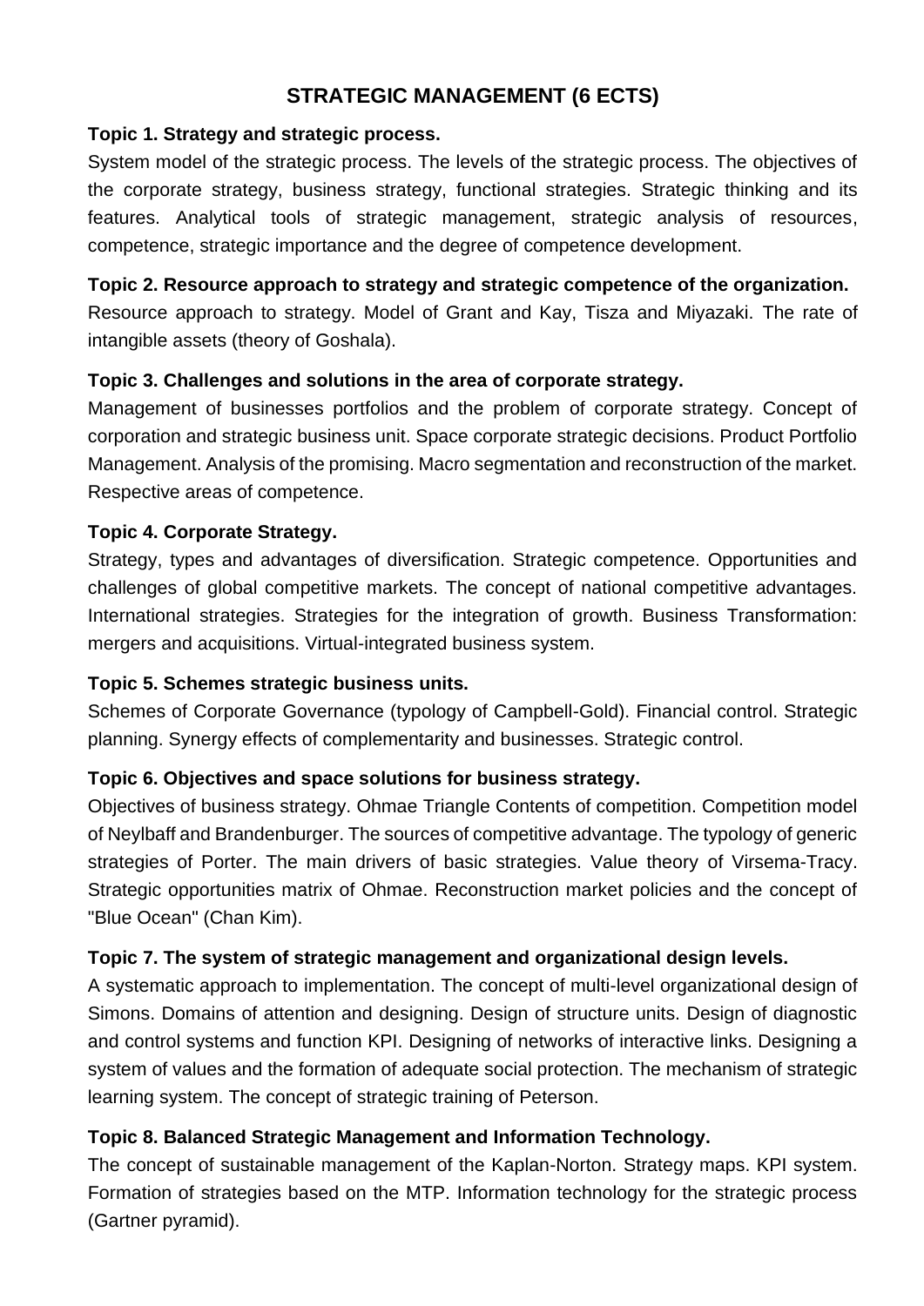# STRATEGIC MANAGEMENT (6 ECTS)

**Topic 1. Strategy and strategic process.**

System model of the strategic process. The levels of the strategic process. The objectives of the corporate strategy, business strategy, functional strategies. Strategic thinking and its features. Analytical tools of strategic management, strategic analysis of resources, competence, strategic importance and the degree of competence development.

**Topic 2. Resource approach to strategy and strategic competence of the organization.**

Resource approach to strategy. Model of Grant and Kay, Tisza and Miyazaki. The rate of intangible assets (theory of Goshala).

**Topic 3. Challenges and solutions in the area of corporate strategy.**

Management of businesses portfolios and the problem of corporate strategy. Concept of corporation and strategic business unit. Space corporate strategic decisions. Product Portfolio Management. Analysis of the promising. Macro segmentation and reconstruction of the market. Respective areas of competence.

**Topic 4. Corporate Strategy.**

Strategy, types and advantages of diversification. Strategic competence. Opportunities and challenges of global competitive markets. The concept of national competitive advantages. International strategies. Strategies for the integration of growth. Business Transformation: mergers and acquisitions. Virtual-integrated business system.

**Topic 5. Schemes strategic business units.**

Schemes of Corporate Governance (typology of Campbell-Gold). Financial control. Strategic planning. Synergy effects of complementarity and businesses. Strategic control.

**Topic 6. Objectives and space solutions for business strategy.**

Objectives of business strategy. Ohmae Triangle Contents of competition. Competition model of Neylbaff and Brandenburger. The sources of competitive advantage. The typology of generic strategies of Porter. The main drivers of basic strategies. Value theory of Virsema-Tracy. Strategic opportunities matrix of Ohmae. Reconstruction market policies and the concept of "Blue Ocean" (Chan Kim).

**Topic 7. The system of strategic management and organizational design levels.**

A systematic approach to implementation. The concept of multi-level organizational design of Simons. Domains of attention and designing. Design of structure units. Design of diagnostic and control systems and function KPI. Designing of networks of interactive links. Designing a system of values and the formation of adequate social protection. The mechanism of strategic learning system. The concept of strategic training of Peterson.

**Topic 8. Balanced Strategic Management and Information Technology.**

The concept of sustainable management of the Kaplan-Norton. Strategy maps. KPI system. Formation of strategies based on the MTP. Information technology for the strategic process (Gartner pyramid).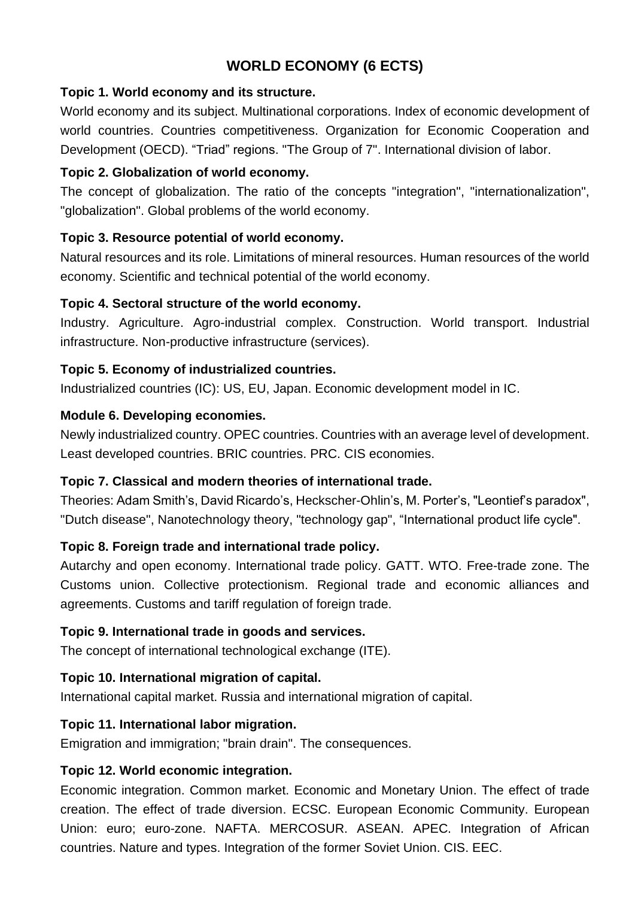# WORLD ECONOMY (6 ECTS)

**Topic 1. World economy and its structure.**

World economy and its subject. Multinational corporations. Index of economic development of world countries. Countries competitiveness. Organization for Economic Cooperation and Development (OECD). “Triad” regions. "The Group of 7". International division of labor.

**Topic 2. Globalization of world economy.**

The concept of globalization. The ratio of the concepts "integration", "internationalization", "globalization". Global problems of the world economy.

**Topic 3. Resource potential of world economy.**

Natural resources and its role. Limitations of mineral resources. Human resources of the world economy. Scientific and technical potential of the world economy.

**Topic 4. Sectoral structure of the world economy.**

Industry. Agriculture. Agro-industrial complex. Construction. World transport. Industrial infrastructure. Non-productive infrastructure (services).

**Topic 5. Economy of industrialized countries.**

Industrialized countries (IC): US, EU, Japan. Economic development model in IC.

**Module 6. Developing economies.**

Newly industrialized country. OPEC countries. Countries with an average level of development. Least developed countries. BRIC countries. PRC. CIS economies.

**Topic 7. Classical and modern theories of international trade.**

Theories: Adam Smith’s, David Ricardo’s, Heckscher-Ohlin’s, M. Porter’s, "Leontief’s paradox", "Dutch disease", Nanotechnology theory, "technology gap", “International product life cycle".

**Topic 8. Foreign trade and international trade policy.**

Autarchy and open economy. International trade policy. GATT. WTO. Free-trade zone. The Customs union. Collective protectionism. Regional trade and economic alliances and agreements. Customs and tariff regulation of foreign trade.

**Topic 9. International trade in goods and services.**

The concept of international technological exchange (ITE).

**Topic 10. International migration of capital.**

International capital market. Russia and international migration of capital.

**Topic 11. International labor migration.**

Emigration and immigration; "brain drain". The consequences.

**Topic 12. World economic integration.**

Economic integration. Common market. Economic and Monetary Union. The effect of trade creation. The effect of trade diversion. ECSC. European Economic Community. European Union: euro; euro-zone. NAFTA. MERCOSUR. ASEAN. APEC. Integration of African countries. Nature and types. Integration of the former Soviet Union. CIS. EEC.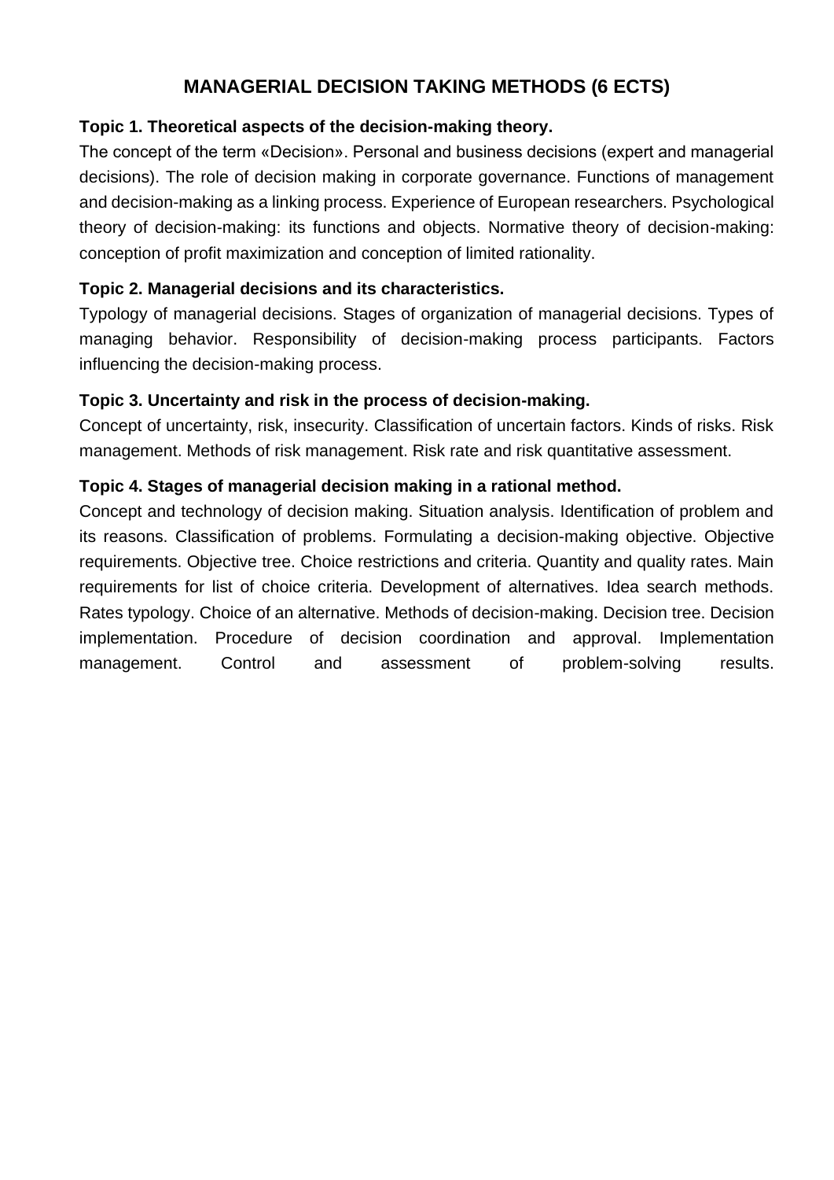# MANAGERIAL DECISION TAKING METHODS (6 ECTS)

**Topic 1. Theoretical aspects of the decision-making theory.**

The concept of the term «Decision». Personal and business decisions (expert and managerial decisions). The role of decision making in corporate governance. Functions of management and decision-making as a linking process. Experience of European researchers. Psychological theory of decision-making: its functions and objects. Normative theory of decision-making: conception of profit maximization and conception of limited rationality.

**Topic 2. Managerial decisions and its characteristics.**

Typology of managerial decisions. Stages of organization of managerial decisions. Types of managing behavior. Responsibility of decision-making process participants. Factors influencing the decision-making process.

**Topic 3. Uncertainty and risk in the process of decision-making.**

Concept of uncertainty, risk, insecurity. Classification of uncertain factors. Kinds of risks. Risk management. Methods of risk management. Risk rate and risk quantitative assessment.

**Topic 4. Stages of managerial decision making in a rational method.**

Concept and technology of decision making. Situation analysis. Identification of problem and its reasons. Classification of problems. Formulating a decision-making objective. Objective requirements. Objective tree. Choice restrictions and criteria. Quantity and quality rates. Main requirements for list of choice criteria. Development of alternatives. Idea search methods. Rates typology. Choice of an alternative. Methods of decision-making. Decision tree. Decision implementation. Procedure of decision coordination and approval. Implementation management. Control and assessment of problem-solving results.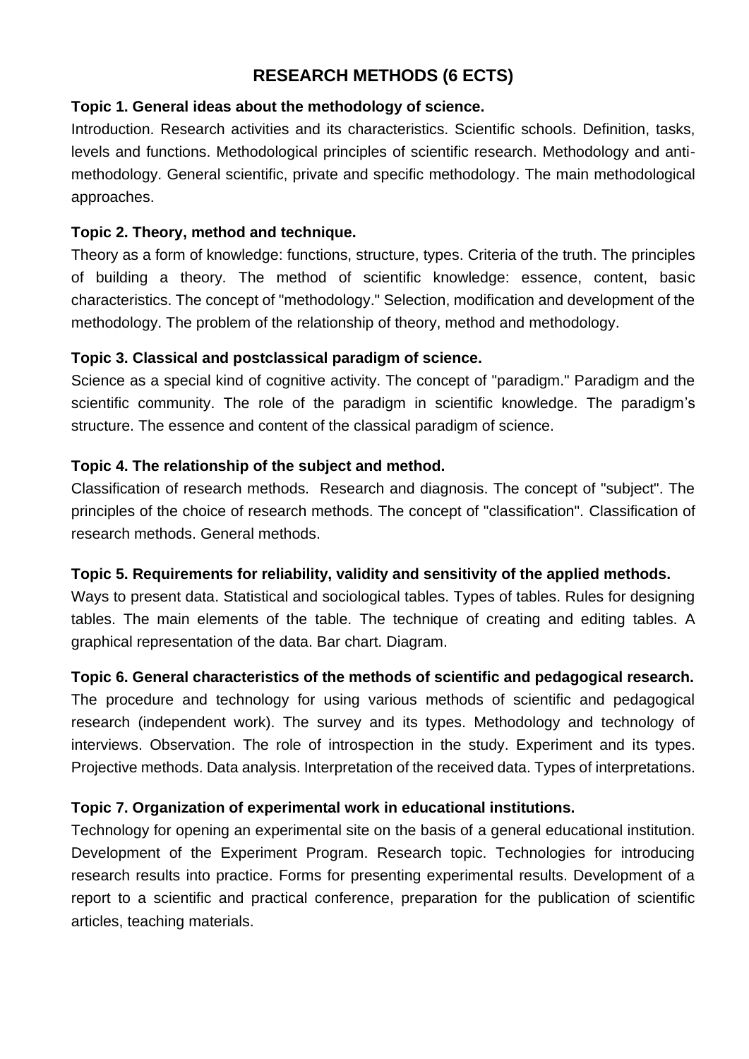# RESEARCH METHODS (6 ECTS)

**Topic 1. General ideas about the methodology of science.**

Introduction. Research activities and its characteristics. Scientific schools. Definition, tasks, levels and functions. Methodological principles of scientific research. Methodology and anti-methodology. General scientific, private and specific methodology. The main methodological approaches.

**Topic 2. Theory, method and technique.**

Theory as a form of knowledge: functions, structure, types. Criteria of the truth. The principles of building a theory. The method of scientific knowledge: essence, content, basic characteristics. The concept of "methodology." Selection, modification and development of the methodology. The problem of the relationship of theory, method and methodology.

**Topic 3. Classical and postclassical paradigm of science.**

Science as a special kind of cognitive activity. The concept of "paradigm." Paradigm and the scientific community. The role of the paradigm in scientific knowledge. The paradigm's structure. The essence and content of the classical paradigm of science.

**Topic 4. The relationship of the subject and method.**

Classification of research methods. Research and diagnosis. The concept of "subject". The principles of the choice of research methods. The concept of "classification". Classification of research methods. General methods.

**Topic 5. Requirements for reliability, validity and sensitivity of the applied methods.**

Ways to present data. Statistical and sociological tables. Types of tables. Rules for designing tables. The main elements of the table. The technique of creating and editing tables. A graphical representation of the data. Bar chart. Diagram.

**Topic 6. General characteristics of the methods of scientific and pedagogical research.**

The procedure and technology for using various methods of scientific and pedagogical research (independent work). The survey and its types. Methodology and technology of interviews. Observation. The role of introspection in the study. Experiment and its types. Projective methods. Data analysis. Interpretation of the received data. Types of interpretations.

**Topic 7. Organization of experimental work in educational institutions.**

Technology for opening an experimental site on the basis of a general educational institution. Development of the Experiment Program. Research topic. Technologies for introducing research results into practice. Forms for presenting experimental results. Development of a report to a scientific and practical conference, preparation for the publication of scientific articles, teaching materials.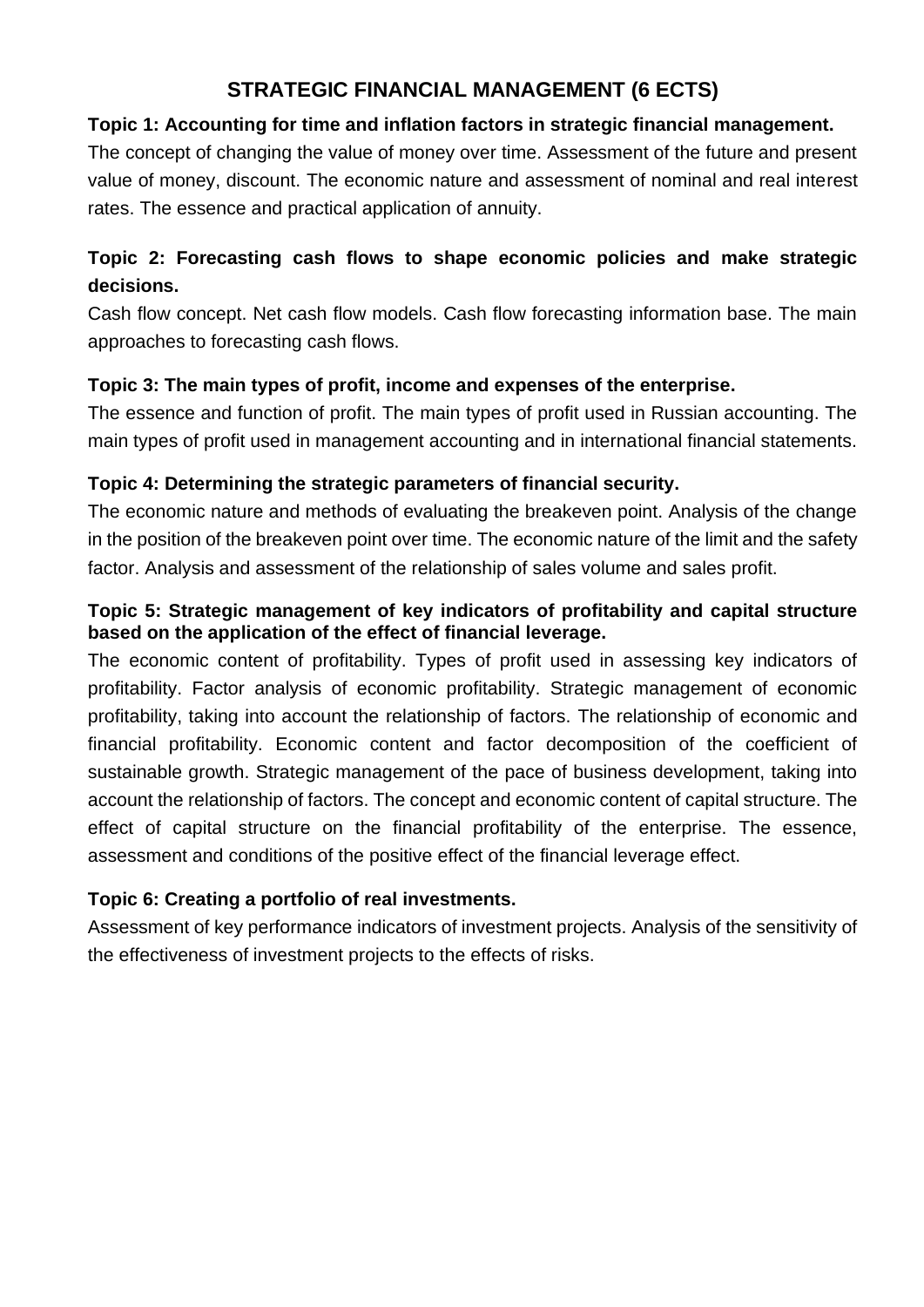# STRATEGIC FINANCIAL MANAGEMENT (6 ECTS)

**Topic 1: Accounting for time and inflation factors in strategic financial management.**

The concept of changing the value of money over time. Assessment of the future and present value of money, discount. The economic nature and assessment of nominal and real interest rates. The essence and practical application of annuity.

**Topic 2: Forecasting cash flows to shape economic policies and make strategic decisions.**

Cash flow concept. Net cash flow models. Cash flow forecasting information base. The main approaches to forecasting cash flows.

**Topic 3: The main types of profit, income and expenses of the enterprise.**

The essence and function of profit. The main types of profit used in Russian accounting. The main types of profit used in management accounting and in international financial statements.

**Topic 4: Determining the strategic parameters of financial security.**

The economic nature and methods of evaluating the breakeven point. Analysis of the change in the position of the breakeven point over time. The economic nature of the limit and the safety factor. Analysis and assessment of the relationship of sales volume and sales profit.

**Topic 5: Strategic management of key indicators of profitability and capital structure based on the application of the effect of financial leverage.**

The economic content of profitability. Types of profit used in assessing key indicators of profitability. Factor analysis of economic profitability. Strategic management of economic profitability, taking into account the relationship of factors. The relationship of economic and financial profitability. Economic content and factor decomposition of the coefficient of sustainable growth. Strategic management of the pace of business development, taking into account the relationship of factors. The concept and economic content of capital structure. The effect of capital structure on the financial profitability of the enterprise. The essence, assessment and conditions of the positive effect of the financial leverage effect.

**Topic 6: Creating a portfolio of real investments.**

Assessment of key performance indicators of investment projects. Analysis of the sensitivity of the effectiveness of investment projects to the effects of risks.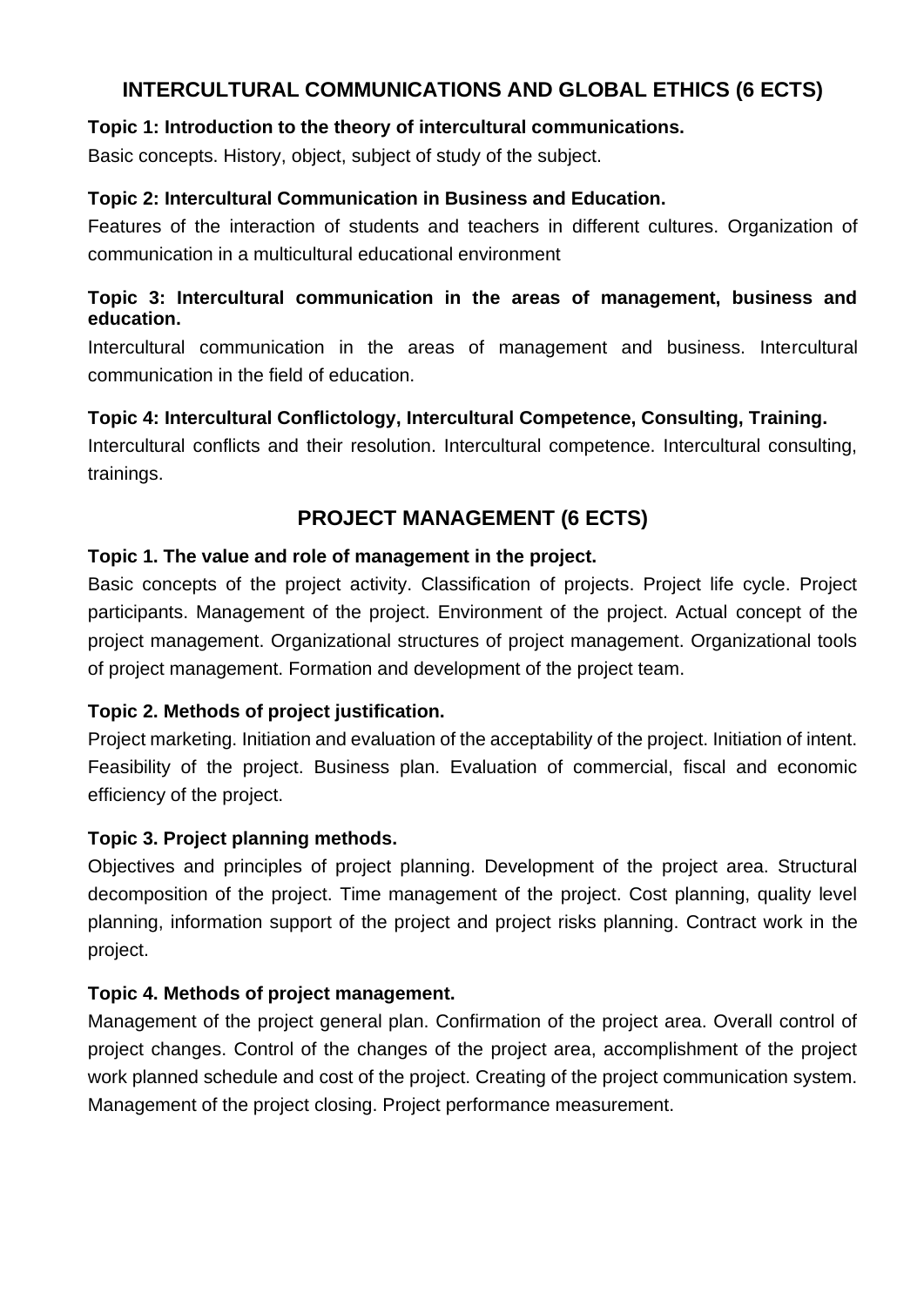## INTERCULTURAL COMMUNICATIONS AND GLOBAL ETHICS (6 ECTS)

**Topic 1: Introduction to the theory of intercultural communications.**

Basic concepts. History, object, subject of study of the subject.

**Topic 2: Intercultural Communication in Business and Education.**

Features of the interaction of students and teachers in different cultures. Organization of communication in a multicultural educational environment

**Topic 3: Intercultural communication in the areas of management, business and education.**

Intercultural communication in the areas of management and business. Intercultural communication in the field of education.

**Topic 4: Intercultural Conflictology, Intercultural Competence, Consulting, Training.**

Intercultural conflicts and their resolution. Intercultural competence. Intercultural consulting, trainings.

## PROJECT MANAGEMENT (6 ECTS)

**Topic 1. The value and role of management in the project.**

Basic concepts of the project activity. Classification of projects. Project life cycle. Project participants. Management of the project. Environment of the project. Actual concept of the project management. Organizational structures of project management. Organizational tools of project management. Formation and development of the project team.

**Topic 2. Methods of project justification.**

Project marketing. Initiation and evaluation of the acceptability of the project. Initiation of intent. Feasibility of the project. Business plan. Evaluation of commercial, fiscal and economic efficiency of the project.

**Topic 3. Project planning methods.**

Objectives and principles of project planning. Development of the project area. Structural decomposition of the project. Time management of the project. Cost planning, quality level planning, information support of the project and project risks planning. Contract work in the project.

**Topic 4. Methods of project management.**

Management of the project general plan. Confirmation of the project area. Overall control of project changes. Control of the changes of the project area, accomplishment of the project work planned schedule and cost of the project. Creating of the project communication system. Management of the project closing. Project performance measurement.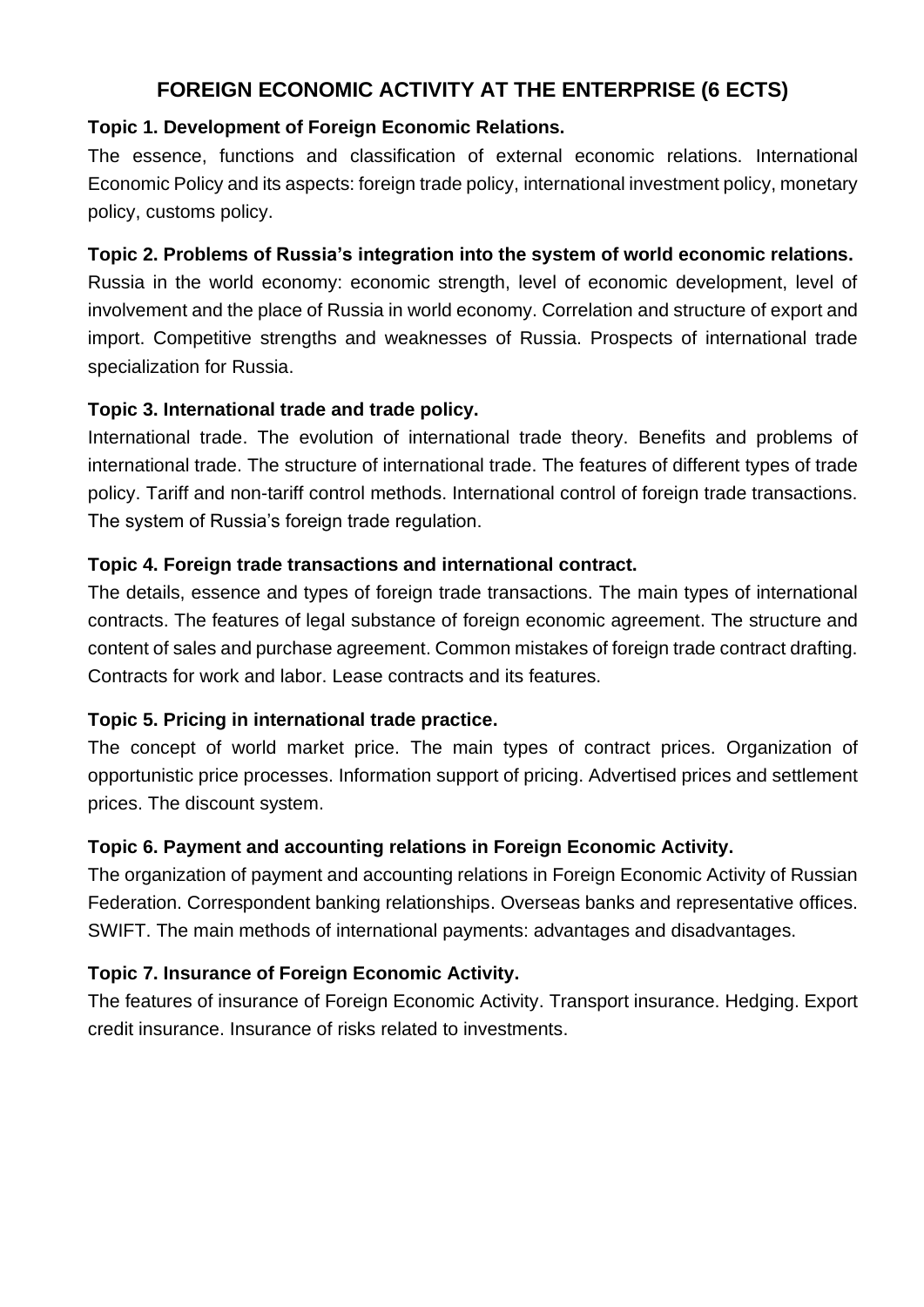# FOREIGN ECONOMIC ACTIVITY AT THE ENTERPRISE (6 ECTS)

**Topic 1. Development of Foreign Economic Relations.**

The essence, functions and classification of external economic relations. International Economic Policy and its aspects: foreign trade policy, international investment policy, monetary policy, customs policy.

**Topic 2. Problems of Russia's integration into the system of world economic relations.**

Russia in the world economy: economic strength, level of economic development, level of involvement and the place of Russia in world economy. Correlation and structure of export and import. Competitive strengths and weaknesses of Russia. Prospects of international trade specialization for Russia.

**Topic 3. International trade and trade policy.**

International trade. The evolution of international trade theory. Benefits and problems of international trade. The structure of international trade. The features of different types of trade policy. Tariff and non-tariff control methods. International control of foreign trade transactions. The system of Russia's foreign trade regulation.

**Topic 4. Foreign trade transactions and international contract.**

The details, essence and types of foreign trade transactions. The main types of international contracts. The features of legal substance of foreign economic agreement. The structure and content of sales and purchase agreement. Common mistakes of foreign trade contract drafting. Contracts for work and labor. Lease contracts and its features.

**Topic 5. Pricing in international trade practice.**

The concept of world market price. The main types of contract prices. Organization of opportunistic price processes. Information support of pricing. Advertised prices and settlement prices. The discount system.

**Topic 6. Payment and accounting relations in Foreign Economic Activity.**

The organization of payment and accounting relations in Foreign Economic Activity of Russian Federation. Correspondent banking relationships. Overseas banks and representative offices. SWIFT. The main methods of international payments: advantages and disadvantages.

**Topic 7. Insurance of Foreign Economic Activity.**

The features of insurance of Foreign Economic Activity. Transport insurance. Hedging. Export credit insurance. Insurance of risks related to investments.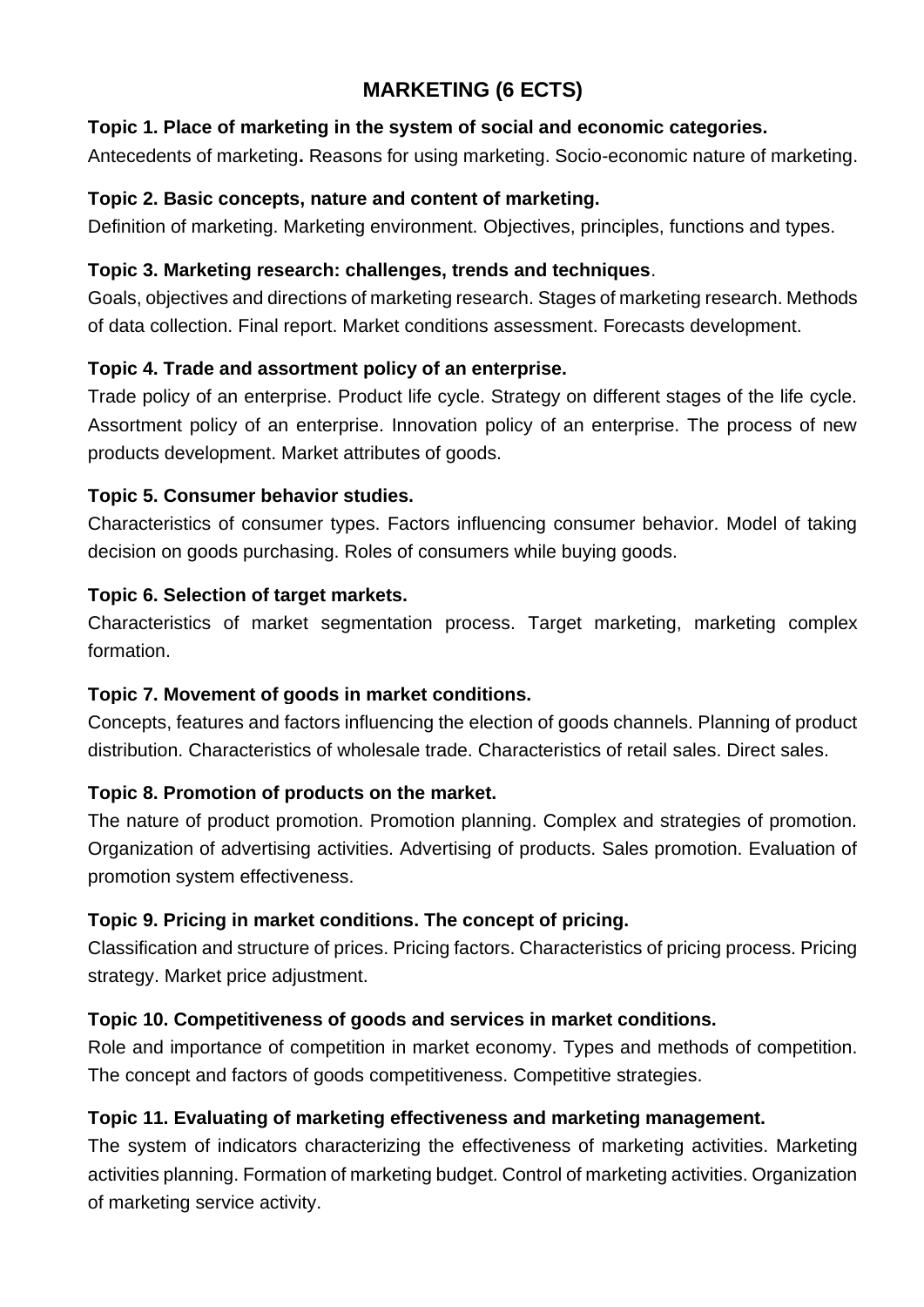# MARKETING (6 ECTS)

**Topic 1. Place of marketing in the system of social and economic categories.**
Antecedents of marketing**.** Reasons for using marketing. Socio-economic nature of marketing.

**Topic 2. Basic concepts, nature and content of marketing.**
Definition of marketing. Marketing environment. Objectives, principles, functions and types.

**Topic 3. Marketing research: challenges, trends and techniques**.
Goals, objectives and directions of marketing research. Stages of marketing research. Methods of data collection. Final report. Market conditions assessment. Forecasts development.

**Topic 4. Trade and assortment policy of an enterprise.**
Trade policy of an enterprise. Product life cycle. Strategy on different stages of the life cycle. Assortment policy of an enterprise. Innovation policy of an enterprise. The process of new products development. Market attributes of goods.

**Topic 5. Consumer behavior studies.**
Characteristics of consumer types. Factors influencing consumer behavior. Model of taking decision on goods purchasing. Roles of consumers while buying goods.

**Topic 6. Selection of target markets.**
Characteristics of market segmentation process. Target marketing, marketing complex formation.

**Topic 7. Movement of goods in market conditions.**
Concepts, features and factors influencing the election of goods channels. Planning of product distribution. Characteristics of wholesale trade. Characteristics of retail sales. Direct sales.

**Topic 8. Promotion of products on the market.**
The nature of product promotion. Promotion planning. Complex and strategies of promotion. Organization of advertising activities. Advertising of products. Sales promotion. Evaluation of promotion system effectiveness.

**Topic 9. Pricing in market conditions. The concept of pricing.**
Classification and structure of prices. Pricing factors. Characteristics of pricing process. Pricing strategy. Market price adjustment.

**Topic 10. Competitiveness of goods and services in market conditions.**
Role and importance of competition in market economy. Types and methods of competition. The concept and factors of goods competitiveness. Competitive strategies.

**Topic 11. Evaluating of marketing effectiveness and marketing management.**
The system of indicators characterizing the effectiveness of marketing activities. Marketing activities planning. Formation of marketing budget. Control of marketing activities. Organization of marketing service activity.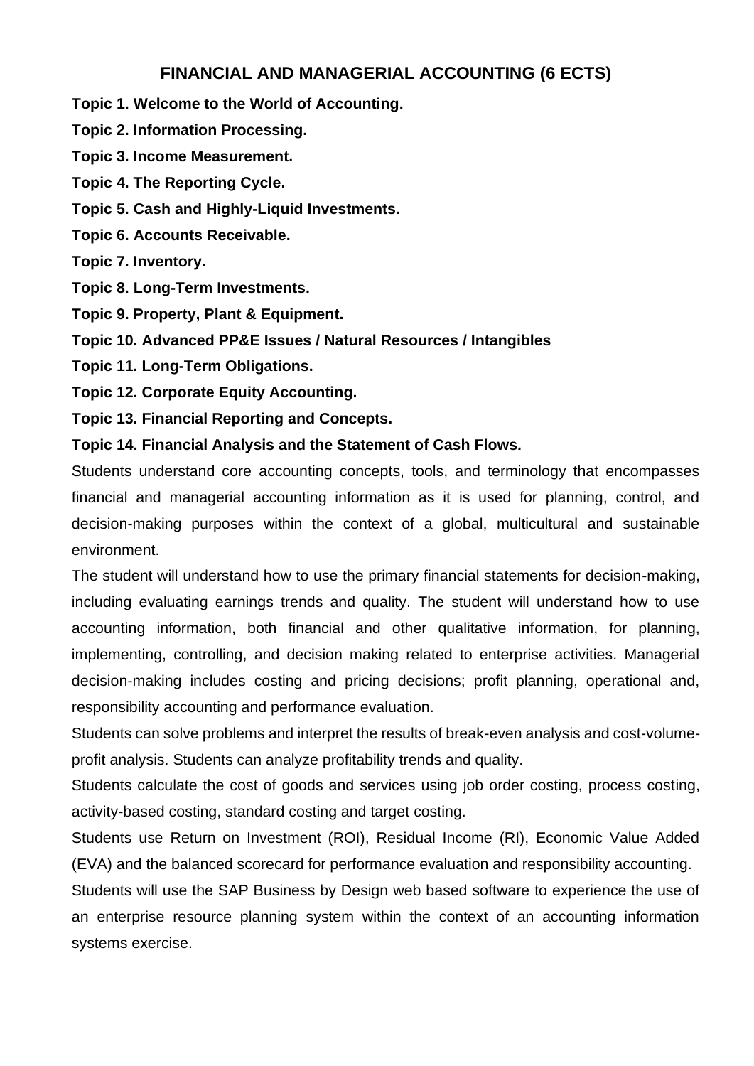## FINANCIAL AND MANAGERIAL ACCOUNTING (6 ECTS)

**Topic 1. Welcome to the World of Accounting.**

**Topic 2. Information Processing.**

**Topic 3. Income Measurement.**

**Topic 4. The Reporting Cycle.**

**Topic 5. Cash and Highly-Liquid Investments.**

**Topic 6. Accounts Receivable.**

**Topic 7. Inventory.**

**Topic 8. Long-Term Investments.**

**Topic 9. Property, Plant & Equipment.**

**Topic 10. Advanced PP&E Issues / Natural Resources / Intangibles**

**Topic 11. Long-Term Obligations.**

**Topic 12. Corporate Equity Accounting.**

**Topic 13. Financial Reporting and Concepts.**

**Topic 14. Financial Analysis and the Statement of Cash Flows.**

Students understand core accounting concepts, tools, and terminology that encompasses financial and managerial accounting information as it is used for planning, control, and decision-making purposes within the context of a global, multicultural and sustainable environment.

The student will understand how to use the primary financial statements for decision-making, including evaluating earnings trends and quality. The student will understand how to use accounting information, both financial and other qualitative information, for planning, implementing, controlling, and decision making related to enterprise activities. Managerial decision-making includes costing and pricing decisions; profit planning, operational and, responsibility accounting and performance evaluation.

Students can solve problems and interpret the results of break-even analysis and cost-volume-profit analysis. Students can analyze profitability trends and quality.

Students calculate the cost of goods and services using job order costing, process costing, activity-based costing, standard costing and target costing.

Students use Return on Investment (ROI), Residual Income (RI), Economic Value Added (EVA) and the balanced scorecard for performance evaluation and responsibility accounting.

Students will use the SAP Business by Design web based software to experience the use of an enterprise resource planning system within the context of an accounting information systems exercise.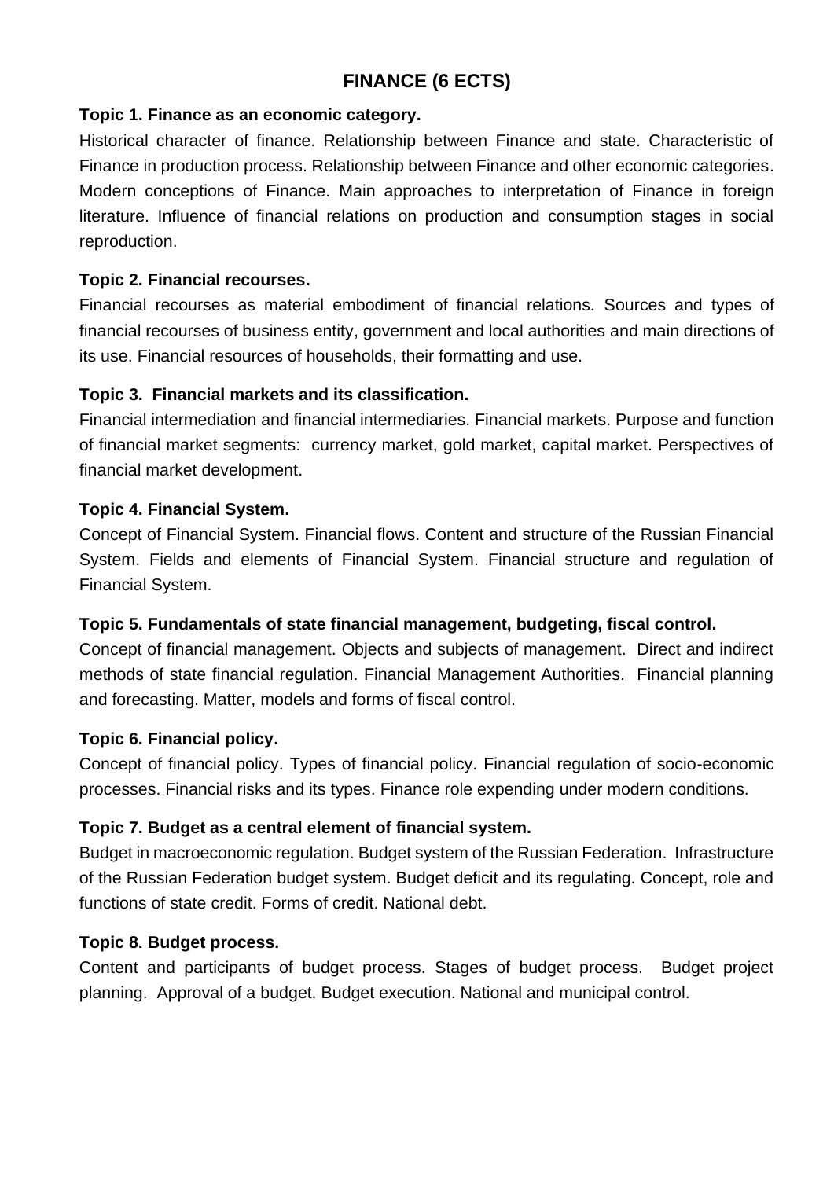# FINANCE (6 ECTS)

**Topic 1. Finance as an economic category.**

Historical character of finance. Relationship between Finance and state. Characteristic of Finance in production process. Relationship between Finance and other economic categories. Modern conceptions of Finance. Main approaches to interpretation of Finance in foreign literature. Influence of financial relations on production and consumption stages in social reproduction.

**Topic 2. Financial recourses.**

Financial recourses as material embodiment of financial relations. Sources and types of financial recourses of business entity, government and local authorities and main directions of its use. Financial resources of households, their formatting and use.

**Topic 3. Financial markets and its classification.**

Financial intermediation and financial intermediaries. Financial markets. Purpose and function of financial market segments: currency market, gold market, capital market. Perspectives of financial market development.

**Topic 4. Financial System.**

Concept of Financial System. Financial flows. Content and structure of the Russian Financial System. Fields and elements of Financial System. Financial structure and regulation of Financial System.

**Topic 5. Fundamentals of state financial management, budgeting, fiscal control.**

Concept of financial management. Objects and subjects of management. Direct and indirect methods of state financial regulation. Financial Management Authorities. Financial planning and forecasting. Matter, models and forms of fiscal control.

**Topic 6. Financial policy.**

Concept of financial policy. Types of financial policy. Financial regulation of socio-economic processes. Financial risks and its types. Finance role expending under modern conditions.

**Topic 7. Budget as a central element of financial system.**

Budget in macroeconomic regulation. Budget system of the Russian Federation. Infrastructure of the Russian Federation budget system. Budget deficit and its regulating. Concept, role and functions of state credit. Forms of credit. National debt.

**Topic 8. Budget process.**

Content and participants of budget process. Stages of budget process. Budget project planning. Approval of a budget. Budget execution. National and municipal control.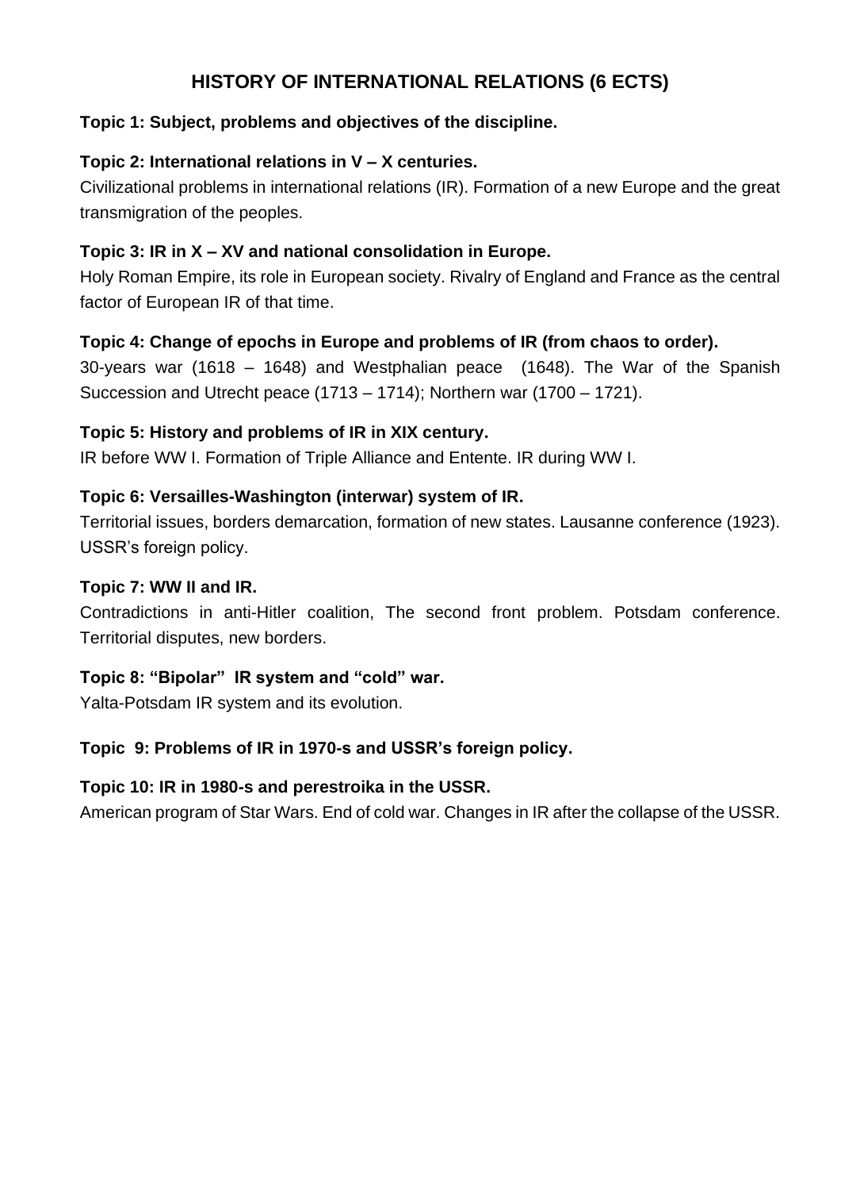# HISTORY OF INTERNATIONAL RELATIONS (6 ECTS)

**Topic 1: Subject, problems and objectives of the discipline.**

**Topic 2: International relations in V – X centuries.**

Civilizational problems in international relations (IR). Formation of a new Europe and the great transmigration of the peoples.

**Topic 3: IR in X – XV and national consolidation in Europe.**

Holy Roman Empire, its role in European society. Rivalry of England and France as the central factor of European IR of that time.

**Topic 4: Change of epochs in Europe and problems of IR (from chaos to order).**

30-years war (1618 – 1648) and Westphalian peace (1648). The War of the Spanish Succession and Utrecht peace (1713 – 1714); Northern war (1700 – 1721).

**Topic 5: History and problems of IR in XIX century.**

IR before WW I. Formation of Triple Alliance and Entente. IR during WW I.

**Topic 6: Versailles-Washington (interwar) system of IR.**

Territorial issues, borders demarcation, formation of new states. Lausanne conference (1923). USSR's foreign policy.

**Topic 7: WW II and IR.**

Contradictions in anti-Hitler coalition, The second front problem. Potsdam conference. Territorial disputes, new borders.

**Topic 8: "Bipolar" IR system and "cold" war.**

Yalta-Potsdam IR system and its evolution.

**Topic 9: Problems of IR in 1970-s and USSR's foreign policy.**

**Topic 10: IR in 1980-s and perestroika in the USSR.**

American program of Star Wars. End of cold war. Changes in IR after the collapse of the USSR.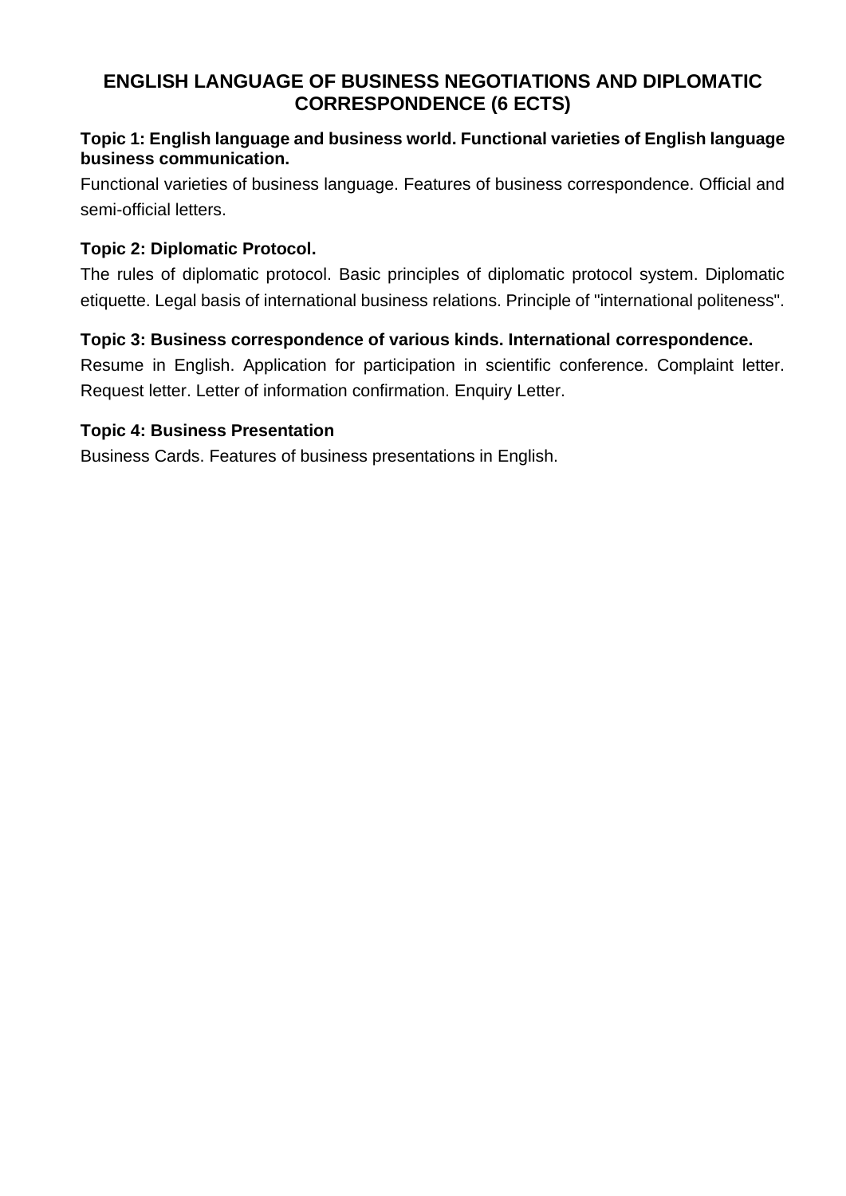## ENGLISH LANGUAGE OF BUSINESS NEGOTIATIONS AND DIPLOMATIC CORRESPONDENCE (6 ECTS)

**Topic 1: English language and business world. Functional varieties of English language business communication.**

Functional varieties of business language. Features of business correspondence. Official and semi-official letters.

**Topic 2: Diplomatic Protocol.**

The rules of diplomatic protocol. Basic principles of diplomatic protocol system. Diplomatic etiquette. Legal basis of international business relations. Principle of "international politeness".

**Topic 3: Business correspondence of various kinds. International correspondence.**

Resume in English. Application for participation in scientific conference. Complaint letter. Request letter. Letter of information confirmation. Enquiry Letter.

**Topic 4: Business Presentation**

Business Cards. Features of business presentations in English.